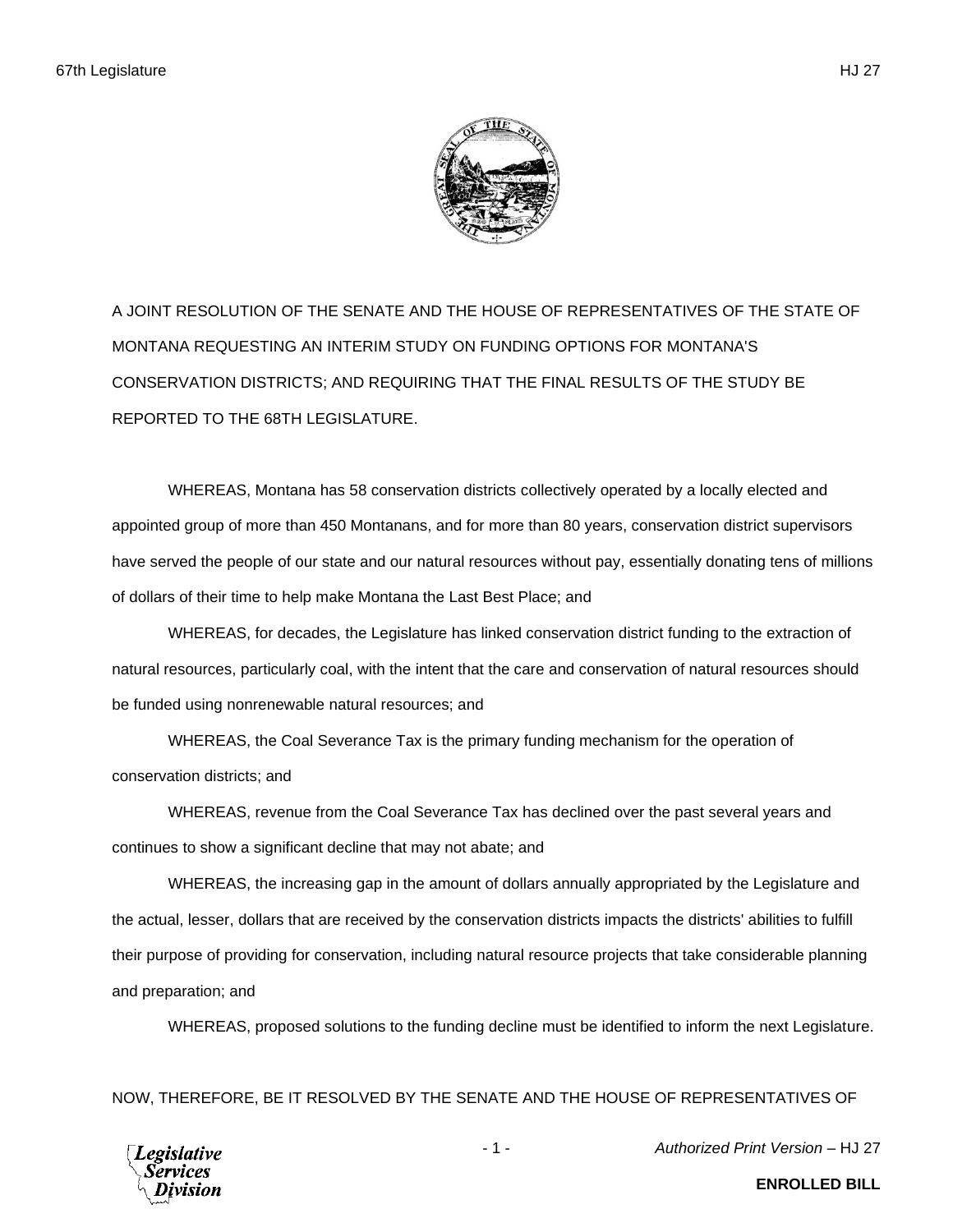A JOINT RESOLUTION OF THE SENATE AND THE HOUSE OF REPRESENTATIVES OF THE STATE OF MONTANA REQUESTING AN INTERIM STUDY ON FUNDING OPTIONS FOR MONTANA'S CONSERVATION DISTRICTS; AND REQUIRING THAT THE FINAL RESULTS OF THE STUDY BE REPORTED TO THE 68TH LEGISLATURE.

WHEREAS, Montana has 58 conservation districts collectively operated by a locally elected and appointed group of more than 450 Montanans, and for more than 80 years, conservation district supervisors have served the people of our state and our natural resources without pay, essentially donating tens of millions of dollars of their time to help make Montana the Last Best Place; and

WHEREAS, for decades, the Legislature has linked conservation district funding to the extraction of natural resources, particularly coal, with the intent that the care and conservation of natural resources should be funded using nonrenewable natural resources; and

WHEREAS, the Coal Severance Tax is the primary funding mechanism for the operation of conservation districts; and

WHEREAS, revenue from the Coal Severance Tax has declined over the past several years and continues to show a significant decline that may not abate; and

WHEREAS, the increasing gap in the amount of dollars annually appropriated by the Legislature and the actual, lesser, dollars that are received by the conservation districts impacts the districts' abilities to fulfill their purpose of providing for conservation, including natural resource projects that take considerable planning and preparation; and

WHEREAS, proposed solutions to the funding decline must be identified to inform the next Legislature.

NOW, THEREFORE, BE IT RESOLVED BY THE SENATE AND THE HOUSE OF REPRESENTATIVES OF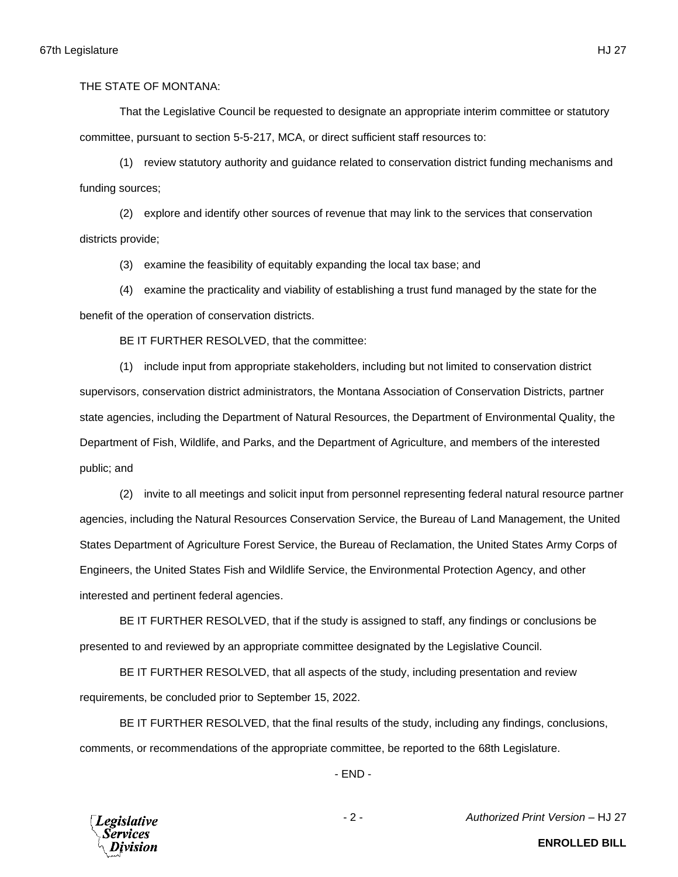THE STATE OF MONTANA:

That the Legislative Council be requested to designate an appropriate interim committee or statutory committee, pursuant to section 5-5-217, MCA, or direct sufficient staff resources to:

(1) review statutory authority and guidance related to conservation district funding mechanisms and funding sources;

(2) explore and identify other sources of revenue that may link to the services that conservation districts provide;

(3) examine the feasibility of equitably expanding the local tax base; and

(4) examine the practicality and viability of establishing a trust fund managed by the state for the benefit of the operation of conservation districts.

BE IT FURTHER RESOLVED, that the committee:

(1) include input from appropriate stakeholders, including but not limited to conservation district supervisors, conservation district administrators, the Montana Association of Conservation Districts, partner state agencies, including the Department of Natural Resources, the Department of Environmental Quality, the Department of Fish, Wildlife, and Parks, and the Department of Agriculture, and members of the interested public; and

(2) invite to all meetings and solicit input from personnel representing federal natural resource partner agencies, including the Natural Resources Conservation Service, the Bureau of Land Management, the United States Department of Agriculture Forest Service, the Bureau of Reclamation, the United States Army Corps of Engineers, the United States Fish and Wildlife Service, the Environmental Protection Agency, and other interested and pertinent federal agencies.

BE IT FURTHER RESOLVED, that if the study is assigned to staff, any findings or conclusions be presented to and reviewed by an appropriate committee designated by the Legislative Council.

BE IT FURTHER RESOLVED, that all aspects of the study, including presentation and review requirements, be concluded prior to September 15, 2022.

BE IT FURTHER RESOLVED, that the final results of the study, including any findings, conclusions, comments, or recommendations of the appropriate committee, be reported to the 68th Legislature.

- END -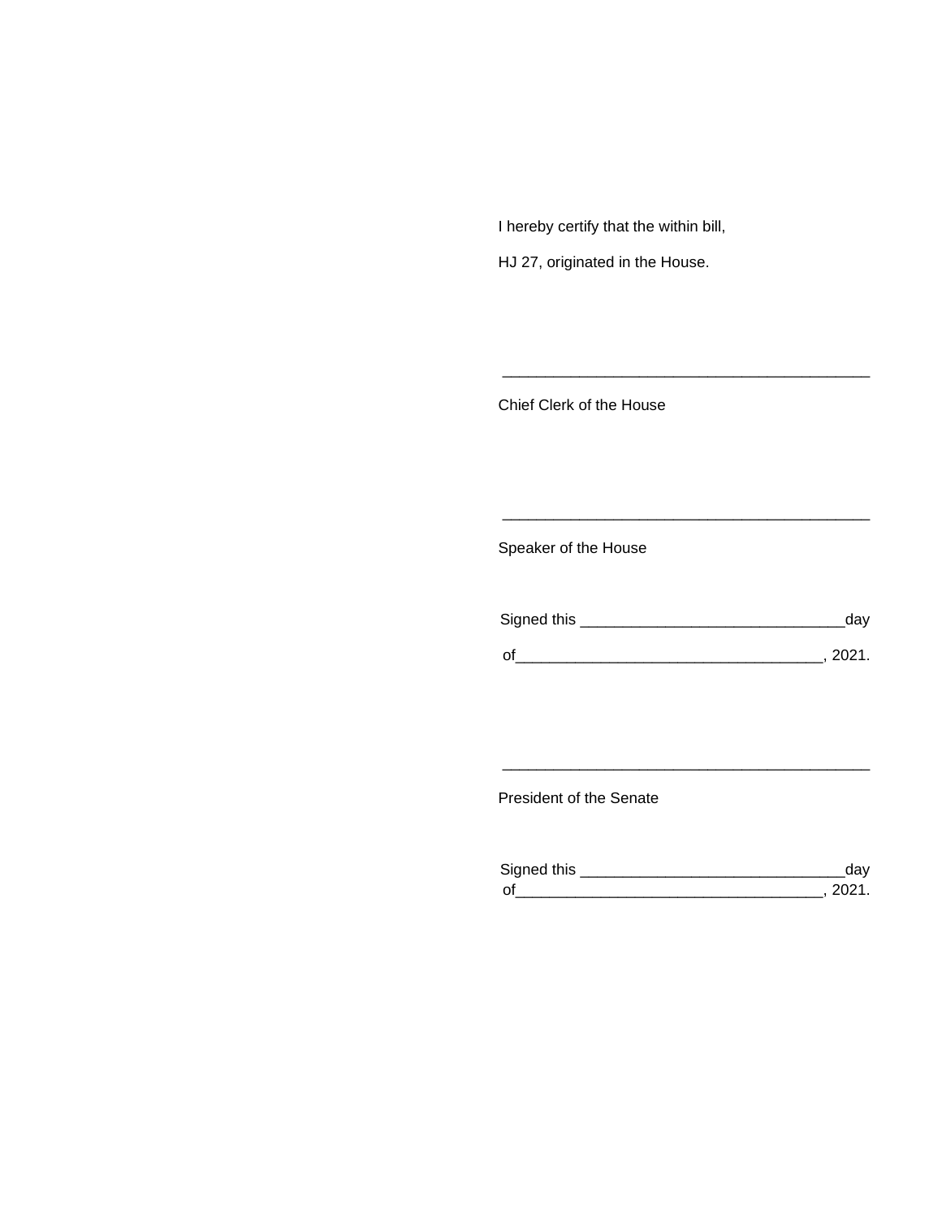I hereby certify that the within bill,

HJ 27, originated in the House.

___________________________________________

Chief Clerk of the House

___________________________________________

Speaker of the House

Signed this ______________________________day

of___________________________________, 2021.

___________________________________________

President of the Senate

Signed this ______________________________day
of___________________________________, 2021.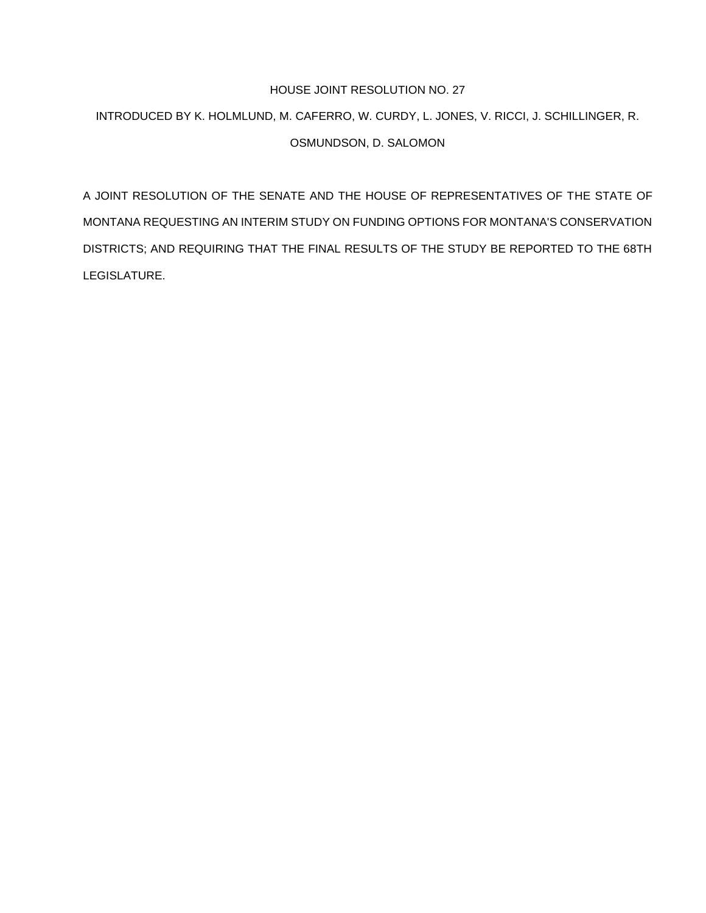HOUSE JOINT RESOLUTION NO. 27

INTRODUCED BY K. HOLMLUND, M. CAFERRO, W. CURDY, L. JONES, V. RICCI, J. SCHILLINGER, R. OSMUNDSON, D. SALOMON

A JOINT RESOLUTION OF THE SENATE AND THE HOUSE OF REPRESENTATIVES OF THE STATE OF MONTANA REQUESTING AN INTERIM STUDY ON FUNDING OPTIONS FOR MONTANA'S CONSERVATION DISTRICTS; AND REQUIRING THAT THE FINAL RESULTS OF THE STUDY BE REPORTED TO THE 68TH LEGISLATURE.